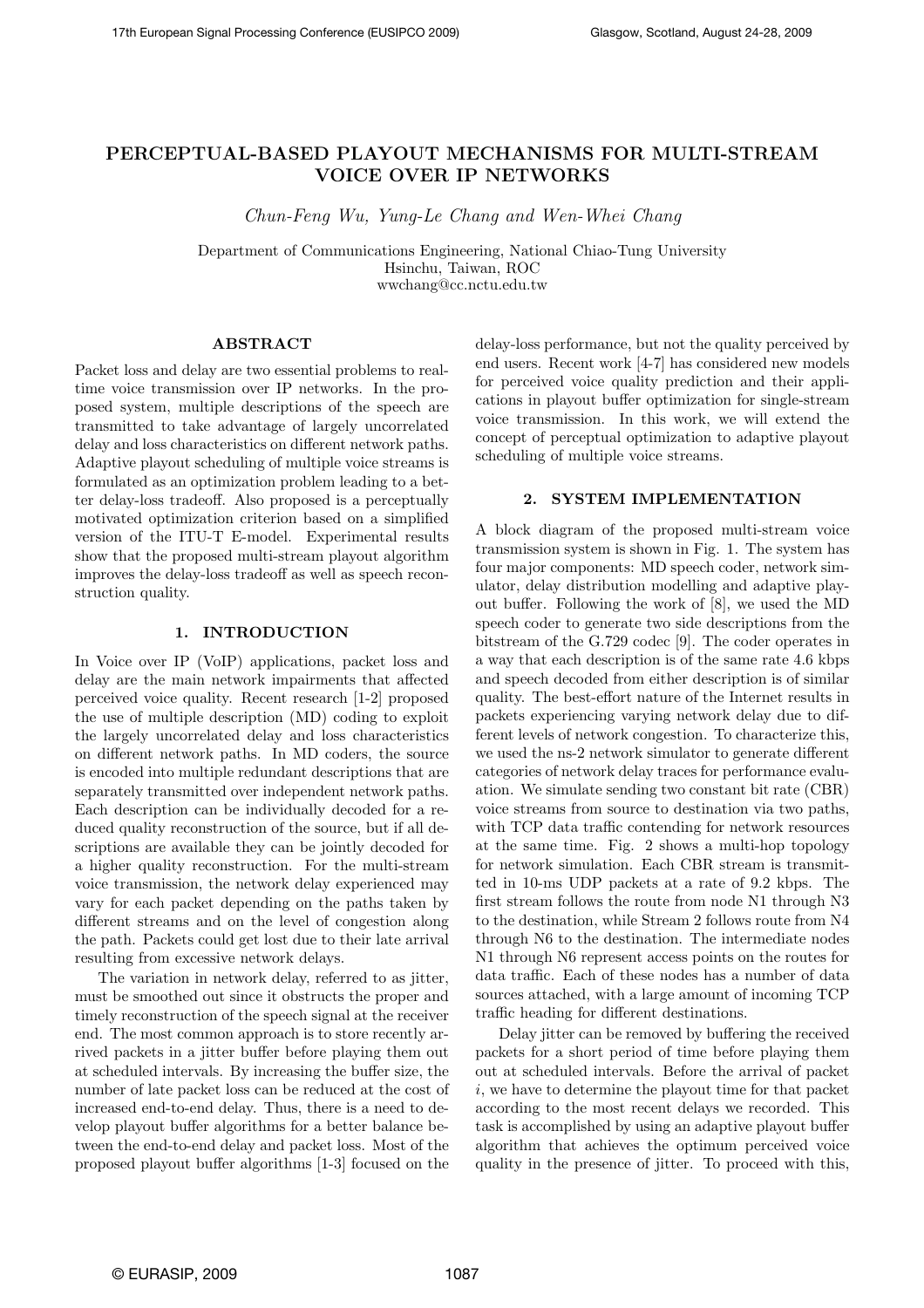# PERCEPTUAL-BASED PLAYOUT MECHANISMS FOR MULTI-STREAM VOICE OVER IP NETWORKS

*Chun-Feng Wu, Yung-Le Chang and Wen-Whei Chang*

Department of Communications Engineering, National Chiao-Tung University
Hsinchu, Taiwan, ROC
wwchang@cc.nctu.edu.tw

## ABSTRACT

Packet loss and delay are two essential problems to real-time voice transmission over IP networks. In the proposed system, multiple descriptions of the speech are transmitted to take advantage of largely uncorrelated delay and loss characteristics on different network paths. Adaptive playout scheduling of multiple voice streams is formulated as an optimization problem leading to a better delay-loss tradeoff. Also proposed is a perceptually motivated optimization criterion based on a simplified version of the ITU-T E-model. Experimental results show that the proposed multi-stream playout algorithm improves the delay-loss tradeoff as well as speech reconstruction quality.

## 1. INTRODUCTION

In Voice over IP (VoIP) applications, packet loss and delay are the main network impairments that affected perceived voice quality. Recent research [1-2] proposed the use of multiple description (MD) coding to exploit the largely uncorrelated delay and loss characteristics on different network paths. In MD coders, the source is encoded into multiple redundant descriptions that are separately transmitted over independent network paths. Each description can be individually decoded for a reduced quality reconstruction of the source, but if all descriptions are available they can be jointly decoded for a higher quality reconstruction. For the multi-stream voice transmission, the network delay experienced may vary for each packet depending on the paths taken by different streams and on the level of congestion along the path. Packets could get lost due to their late arrival resulting from excessive network delays.

The variation in network delay, referred to as jitter, must be smoothed out since it obstructs the proper and timely reconstruction of the speech signal at the receiver end. The most common approach is to store recently arrived packets in a jitter buffer before playing them out at scheduled intervals. By increasing the buffer size, the number of late packet loss can be reduced at the cost of increased end-to-end delay. Thus, there is a need to develop playout buffer algorithms for a better balance between the end-to-end delay and packet loss. Most of the proposed playout buffer algorithms [1-3] focused on the delay-loss performance, but not the quality perceived by end users. Recent work [4-7] has considered new models for perceived voice quality prediction and their applications in playout buffer optimization for single-stream voice transmission. In this work, we will extend the concept of perceptual optimization to adaptive playout scheduling of multiple voice streams.

## 2. SYSTEM IMPLEMENTATION

A block diagram of the proposed multi-stream voice transmission system is shown in Fig. 1. The system has four major components: MD speech coder, network simulator, delay distribution modelling and adaptive playout buffer. Following the work of [8], we used the MD speech coder to generate two side descriptions from the bitstream of the G.729 codec [9]. The coder operates in a way that each description is of the same rate 4.6 kbps and speech decoded from either description is of similar quality. The best-effort nature of the Internet results in packets experiencing varying network delay due to different levels of network congestion. To characterize this, we used the ns-2 network simulator to generate different categories of network delay traces for performance evaluation. We simulate sending two constant bit rate (CBR) voice streams from source to destination via two paths, with TCP data traffic contending for network resources at the same time. Fig. 2 shows a multi-hop topology for network simulation. Each CBR stream is transmitted in 10-ms UDP packets at a rate of 9.2 kbps. The first stream follows the route from node N1 through N3 to the destination, while Stream 2 follows route from N4 through N6 to the destination. The intermediate nodes N1 through N6 represent access points on the routes for data traffic. Each of these nodes has a number of data sources attached, with a large amount of incoming TCP traffic heading for different destinations.

Delay jitter can be removed by buffering the received packets for a short period of time before playing them out at scheduled intervals. Before the arrival of packet $i$, we have to determine the playout time for that packet according to the most recent delays we recorded. This task is accomplished by using an adaptive playout buffer algorithm that achieves the optimum perceived voice quality in the presence of jitter. To proceed with this,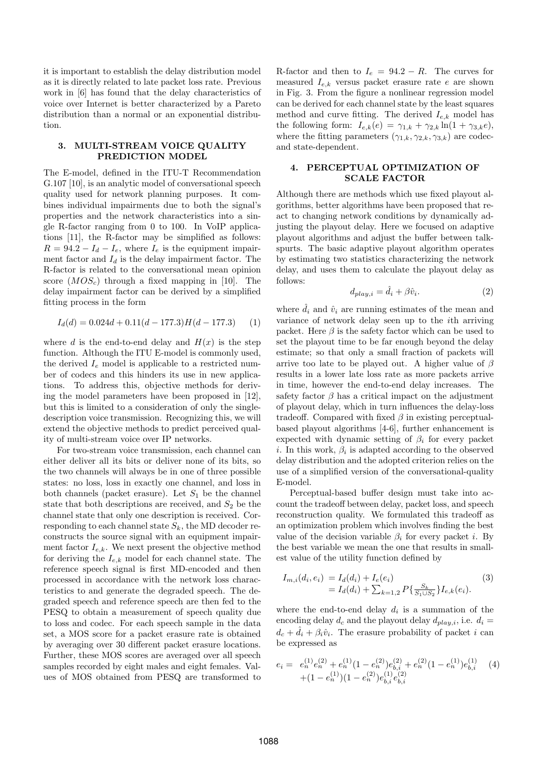it is important to establish the delay distribution model as it is directly related to late packet loss rate. Previous work in [6] has found that the delay characteristics of voice over Internet is better characterized by a Pareto distribution than a normal or an exponential distribution.

## 3. MULTI-STREAM VOICE QUALITY PREDICTION MODEL

The E-model, defined in the ITU-T Recommendation G.107 [10], is an analytic model of conversational speech quality used for network planning purposes. It combines individual impairments due to both the signal's properties and the network characteristics into a single R-factor ranging from 0 to 100. In VoIP applications [11], the R-factor may be simplified as follows: $R = 94.2 - I_d - I_e$, where $I_e$ is the equipment impairment factor and $I_d$ is the delay impairment factor. The R-factor is related to the conversational mean opinion score ($MOS_c$) through a fixed mapping in [10]. The delay impairment factor can be derived by a simplified fitting process in the form

$$I_d(d) = 0.024d + 0.11(d - 177.3)H(d - 177.3) \quad (1)$$

where $d$ is the end-to-end delay and $H(x)$ is the step function. Although the ITU E-model is commonly used, the derived $I_e$ model is applicable to a restricted number of codecs and this hinders its use in new applications. To address this, objective methods for deriving the model parameters have been proposed in [12], but this is limited to a consideration of only the single-description voice transmission. Recognizing this, we will extend the objective methods to predict perceived quality of multi-stream voice over IP networks.

For two-stream voice transmission, each channel can either deliver all its bits or deliver none of its bits, so the two channels will always be in one of three possible states: no loss, loss in exactly one channel, and loss in both channels (packet erasure). Let $S_1$ be the channel state that both descriptions are received, and $S_2$ be the channel state that only one description is received. Corresponding to each channel state $S_k$, the MD decoder reconstructs the source signal with an equipment impairment factor $I_{e,k}$. We next present the objective method for deriving the $I_{e,k}$ model for each channel state. The reference speech signal is first MD-encoded and then processed in accordance with the network loss characteristics to and generate the degraded speech. The degraded speech and reference speech are then fed to the PESQ to obtain a measurement of speech quality due to loss and codec. For each speech sample in the data set, a MOS score for a packet erasure rate is obtained by averaging over 30 different packet erasure locations. Further, these MOS scores are averaged over all speech samples recorded by eight males and eight females. Values of MOS obtained from PESQ are transformed to R-factor and then to $I_e = 94.2 - R$. The curves for measured $I_{e,k}$ versus packet erasure rate $e$ are shown in Fig. 3. From the figure a nonlinear regression model can be derived for each channel state by the least squares method and curve fitting. The derived $I_{e,k}$ model has the following form: $I_{e,k}(e) = \gamma_{1,k} + \gamma_{2,k}\ln(1 + \gamma_{3,k}e)$, where the fitting parameters $(\gamma_{1,k}, \gamma_{2,k}, \gamma_{3,k})$ are codec- and state-dependent.

## 4. PERCEPTUAL OPTIMIZATION OF SCALE FACTOR

Although there are methods which use fixed playout algorithms, better algorithms have been proposed that react to changing network conditions by dynamically adjusting the playout delay. Here we focused on adaptive playout algorithms and adjust the buffer between talkspurts. The basic adaptive playout algorithm operates by estimating two statistics characterizing the network delay, and uses them to calculate the playout delay as follows:

$$d_{play,i} = \hat{d}_i + \beta\hat{v}_i. \quad (2)$$

where $\hat{d}_i$ and $\hat{v}_i$ are running estimates of the mean and variance of network delay seen up to the $i$th arriving packet. Here $\beta$ is the safety factor which can be used to set the playout time to be far enough beyond the delay estimate; so that only a small fraction of packets will arrive too late to be played out. A higher value of $\beta$ results in a lower late loss rate as more packets arrive in time, however the end-to-end delay increases. The safety factor $\beta$ has a critical impact on the adjustment of playout delay, which in turn influences the delay-loss tradeoff. Compared with fixed $\beta$ in existing perceptual-based playout algorithms [4-6], further enhancement is expected with dynamic setting of $\beta_i$ for every packet $i$. In this work, $\beta_i$ is adapted according to the observed delay distribution and the adopted criterion relies on the use of a simplified version of the conversational-quality E-model.

Perceptual-based buffer design must take into account the tradeoff between delay, packet loss, and speech reconstruction quality. We formulated this tradeoff as an optimization problem which involves finding the best value of the decision variable $\beta_i$ for every packet $i$. By the best variable we mean the one that results in smallest value of the utility function defined by

$$\begin{aligned} I_{m,i}(d_i, e_i) &= I_d(d_i) + I_e(e_i) \\ &= I_d(d_i) + \sum_{k=1,2} P\{\tfrac{S_k}{S_1 \cup S_2}\} I_{e,k}(e_i). \end{aligned} \quad (3)$$

where the end-to-end delay $d_i$ is a summation of the encoding delay $d_c$ and the playout delay $d_{play,i}$, i.e. $d_i = d_c + \hat{d}_i + \beta_i\hat{v}_i$. The erasure probability of packet $i$ can be expressed as

$$\begin{aligned} e_i = \; & e_n^{(1)}e_n^{(2)} + e_n^{(1)}(1 - e_n^{(2)})e_{b,i}^{(2)} + e_n^{(2)}(1 - e_n^{(1)})e_{b,i}^{(1)} \\ & + (1 - e_n^{(1)})(1 - e_n^{(2)})e_{b,i}^{(1)}e_{b,i}^{(2)} \end{aligned} \quad (4)$$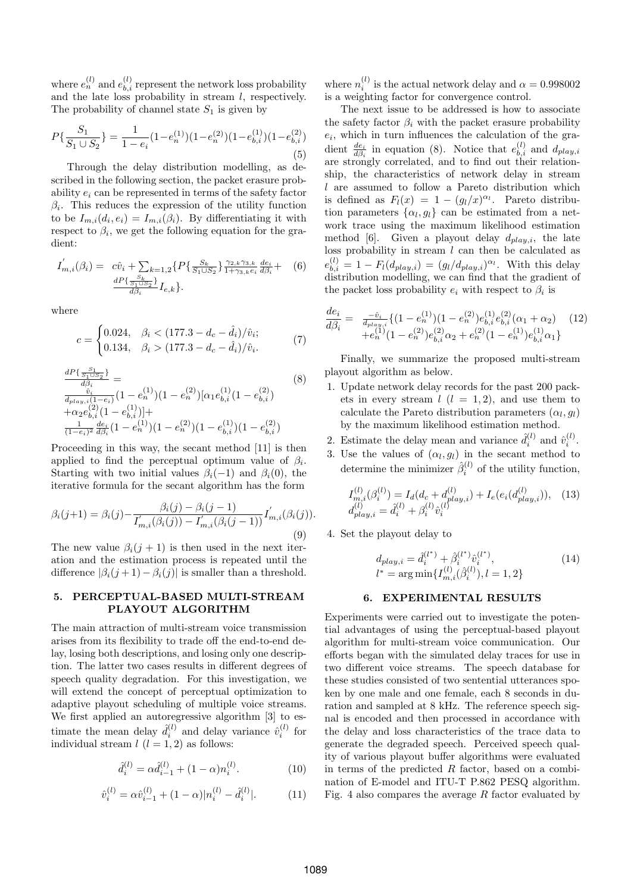where $e_n^{(l)}$ and $e_{b,i}^{(l)}$ represent the network loss probability and the late loss probability in stream $l$, respectively. The probability of channel state $S_1$ is given by

$$P\{\frac{S_1}{S_1 \cup S_2}\} = \frac{1}{1-e_i}(1-e_n^{(1)})(1-e_n^{(2)})(1-e_{b,i}^{(1)})(1-e_{b,i}^{(2)}) \tag{5}$$

Through the delay distribution modelling, as described in the following section, the packet erasure probability $e_i$ can be represented in terms of the safety factor $\beta_i$. This reduces the expression of the utility function to be $I_{m,i}(d_i, e_i) = I_{m,i}(\beta_i)$. By differentiating it with respect to $\beta_i$, we get the following equation for the gradient:

$$\begin{aligned} I'_{m,i}(\beta_i) = \; & c\hat{v}_i + \textstyle\sum_{k=1,2}\{P\{\frac{S_k}{S_1 \cup S_2}\}\frac{\gamma_{2,k}\gamma_{3,k}}{1+\gamma_{3,k}e_i}\frac{de_i}{d\beta_i} + \\ & \frac{dP\{\frac{S_k}{S_1 \cup S_2}\}}{d\beta_i} I_{e,k}\}. \end{aligned} \tag{6}$$

where

$$c = \begin{cases} 0.024, & \beta_i < (177.3 - d_c - \hat{d}_i)/\hat{v}_i; \\ 0.134, & \beta_i > (177.3 - d_c - \hat{d}_i)/\hat{v}_i. \end{cases} \tag{7}$$

$$\begin{aligned} & \frac{dP\{\frac{S_1}{S_1 \cup S_2}\}}{d\beta_i} = \\ & \frac{\hat{v}_i}{d_{play,i}(1-e_i)}(1-e_n^{(1)})(1-e_n^{(2)})[\alpha_1 e_{b,i}^{(1)}(1-e_{b,i}^{(2)}) \\ & +\alpha_2 e_{b,i}^{(2)}(1-e_{b,i}^{(1)})] + \\ & \frac{1}{(1-e_i)^2}\frac{de_i}{d\beta_i}(1-e_n^{(1)})(1-e_n^{(2)})(1-e_{b,i}^{(1)})(1-e_{b,i}^{(2)}) \end{aligned} \tag{8}$$

Proceeding in this way, the secant method [11] is then applied to find the perceptual optimum value of $\beta_i$. Starting with two initial values $\beta_i(-1)$ and $\beta_i(0)$, the iterative formula for the secant algorithm has the form

$$\beta_i(j+1) = \beta_i(j) - \frac{\beta_i(j) - \beta_i(j-1)}{I'_{m,i}(\beta_i(j)) - I'_{m,i}(\beta_i(j-1))} I'_{m,i}(\beta_i(j)). \tag{9}$$

The new value $\beta_i(j+1)$ is then used in the next iteration and the estimation process is repeated until the difference $|\beta_i(j+1) - \beta_i(j)|$ is smaller than a threshold.

## 5. PERCEPTUAL-BASED MULTI-STREAM PLAYOUT ALGORITHM

The main attraction of multi-stream voice transmission arises from its flexibility to trade off the end-to-end delay, losing both descriptions, and losing only one description. The latter two cases results in different degrees of speech quality degradation. For this investigation, we will extend the concept of perceptual optimization to adaptive playout scheduling of multiple voice streams. We first applied an autoregressive algorithm [3] to estimate the mean delay $\hat{d}_i^{(l)}$ and delay variance $\hat{v}_i^{(l)}$ for individual stream $l$ $(l = 1, 2)$ as follows:

$$\hat{d}_i^{(l)} = \alpha \hat{d}_{i-1}^{(l)} + (1-\alpha) n_i^{(l)}. \tag{10}$$

$$\hat{v}_i^{(l)} = \alpha \hat{v}_{i-1}^{(l)} + (1-\alpha)|n_i^{(l)} - \hat{d}_i^{(l)}|. \tag{11}$$

where $n_i^{(l)}$ is the actual network delay and $\alpha = 0.998002$ is a weighting factor for convergence control.

The next issue to be addressed is how to associate the safety factor $\beta_i$ with the packet erasure probability $e_i$, which in turn influences the calculation of the gradient $\frac{de_i}{d\beta_i}$ in equation (8). Notice that $e_{b,i}^{(l)}$ and $d_{play,i}$ are strongly correlated, and to find out their relationship, the characteristics of network delay in stream $l$ are assumed to follow a Pareto distribution which is defined as $F_l(x) = 1 - (g_l/x)^{\alpha_l}$. Pareto distribution parameters $\{\alpha_l, g_l\}$ can be estimated from a network trace using the maximum likelihood estimation method [6]. Given a playout delay $d_{play,i}$, the late loss probability in stream $l$ can then be calculated as $e_{b,i}^{(l)} = 1 - F_l(d_{play,i}) = (g_l/d_{play,i})^{\alpha_l}$. With this delay distribution modelling, we can find that the gradient of the packet loss probability $e_i$ with respect to $\beta_i$ is

$$\begin{aligned} \frac{de_i}{d\beta_i} = \; & \frac{-\hat{v}_i}{d_{play,i}}\{(1-e_n^{(1)})(1-e_n^{(2)})e_{b,i}^{(1)}e_{b,i}^{(2)}(\alpha_1+\alpha_2) \\ & + e_n^{(1)}(1-e_n^{(2)})e_{b,i}^{(2)}\alpha_2 + e_n^{(2)}(1-e_n^{(1)})e_{b,i}^{(1)}\alpha_1\} \end{aligned} \tag{12}$$

Finally, we summarize the proposed multi-stream playout algorithm as below.

1. Update network delay records for the past 200 packets in every stream $l$ $(l = 1, 2)$, and use them to calculate the Pareto distribution parameters $(\alpha_l, g_l)$ by the maximum likelihood estimation method.
2. Estimate the delay mean and variance $\hat{d}_i^{(l)}$ and $\hat{v}_i^{(l)}$.
3. Use the values of $(\alpha_l, g_l)$ in the secant method to determine the minimizer $\hat{\beta}_i^{(l)}$ of the utility function,

$$\begin{aligned} & I_{m,i}^{(l)}(\beta_i^{(l)}) = I_d(d_c + d_{play,i}^{(l)}) + I_e(e_i(d_{play,i}^{(l)})), \\ & d_{play,i}^{(l)} = \hat{d}_i^{(l)} + \beta_i^{(l)}\hat{v}_i^{(l)} \end{aligned} \tag{13}$$

4. Set the playout delay to

$$\begin{aligned} & d_{play,i} = \hat{d}_i^{(l^*)} + \hat{\beta}_i^{(l^*)}\hat{v}_i^{(l^*)}, \\ & l^* = \arg\min\{I_{m,i}^{(l)}(\hat{\beta}_i^{(l)}), l = 1, 2\} \end{aligned} \tag{14}$$

## 6. EXPERIMENTAL RESULTS

Experiments were carried out to investigate the potential advantages of using the perceptual-based playout algorithm for multi-stream voice communication. Our efforts began with the simulated delay traces for use in two different voice streams. The speech database for these studies consisted of two sentential utterances spoken by one male and one female, each 8 seconds in duration and sampled at 8 kHz. The reference speech signal is encoded and then processed in accordance with the delay and loss characteristics of the trace data to generate the degraded speech. Perceived speech quality of various playout buffer algorithms were evaluated in terms of the predicted $R$ factor, based on a combination of E-model and ITU-T P.862 PESQ algorithm. Fig. 4 also compares the average $R$ factor evaluated by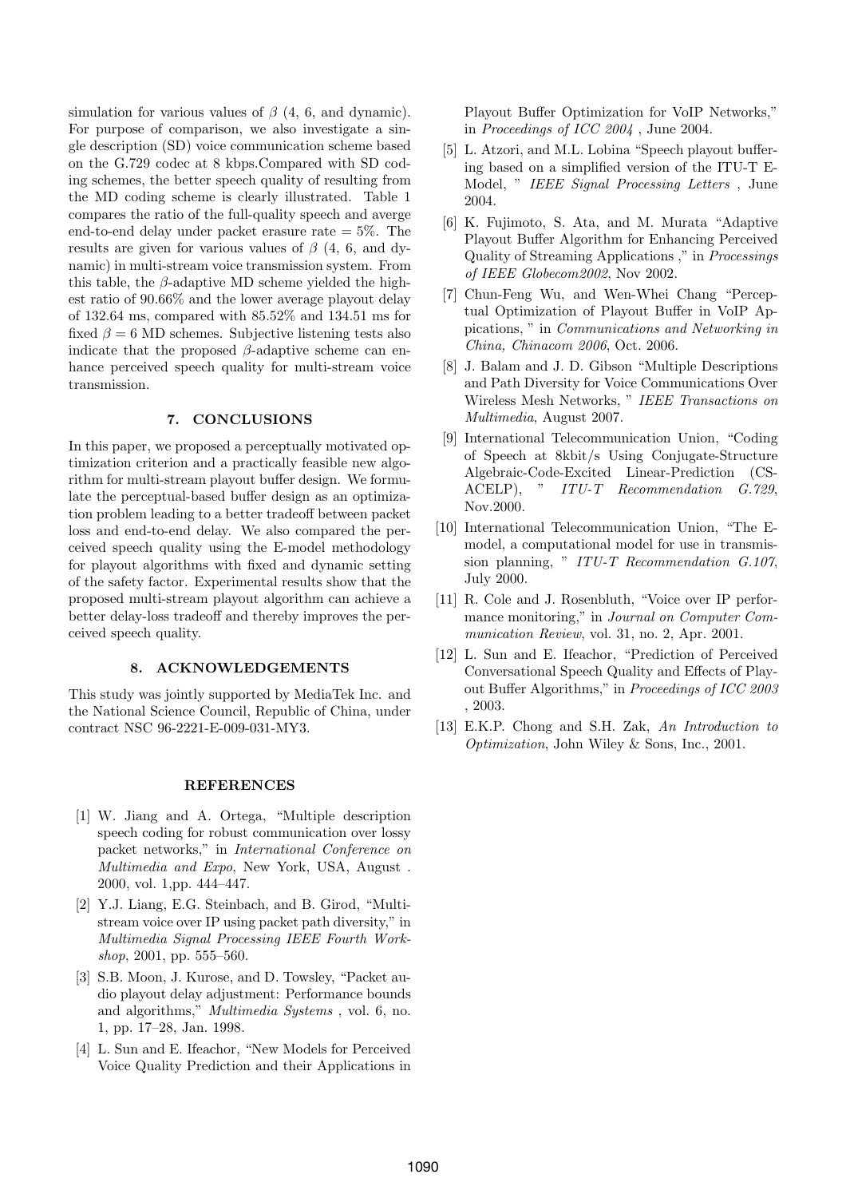simulation for various values of $\beta$ (4, 6, and dynamic). For purpose of comparison, we also investigate a single description (SD) voice communication scheme based on the G.729 codec at 8 kbps.Compared with SD coding schemes, the better speech quality of resulting from the MD coding scheme is clearly illustrated. Table 1 compares the ratio of the full-quality speech and averge end-to-end delay under packet erasure rate = 5%. The results are given for various values of $\beta$ (4, 6, and dynamic) in multi-stream voice transmission system. From this table, the $\beta$-adaptive MD scheme yielded the highest ratio of 90.66% and the lower average playout delay of 132.64 ms, compared with 85.52% and 134.51 ms for fixed $\beta = 6$ MD schemes. Subjective listening tests also indicate that the proposed $\beta$-adaptive scheme can enhance perceived speech quality for multi-stream voice transmission.

## 7. CONCLUSIONS

In this paper, we proposed a perceptually motivated optimization criterion and a practically feasible new algorithm for multi-stream playout buffer design. We formulate the perceptual-based buffer design as an optimization problem leading to a better tradeoff between packet loss and end-to-end delay. We also compared the perceived speech quality using the E-model methodology for playout algorithms with fixed and dynamic setting of the safety factor. Experimental results show that the proposed multi-stream playout algorithm can achieve a better delay-loss tradeoff and thereby improves the perceived speech quality.

## 8. ACKNOWLEDGEMENTS

This study was jointly supported by MediaTek Inc. and the National Science Council, Republic of China, under contract NSC 96-2221-E-009-031-MY3.

## REFERENCES

[1] W. Jiang and A. Ortega, "Multiple description speech coding for robust communication over lossy packet networks," in *International Conference on Multimedia and Expo*, New York, USA, August . 2000, vol. 1,pp. 444–447.

[2] Y.J. Liang, E.G. Steinbach, and B. Girod, "Multi-stream voice over IP using packet path diversity," in *Multimedia Signal Processing IEEE Fourth Workshop*, 2001, pp. 555–560.

[3] S.B. Moon, J. Kurose, and D. Towsley, "Packet audio playout delay adjustment: Performance bounds and algorithms," *Multimedia Systems* , vol. 6, no. 1, pp. 17–28, Jan. 1998.

[4] L. Sun and E. Ifeachor, "New Models for Perceived Voice Quality Prediction and their Applications in Playout Buffer Optimization for VoIP Networks," in *Proceedings of ICC 2004* , June 2004.

[5] L. Atzori, and M.L. Lobina "Speech playout buffering based on a simplified version of the ITU-T E-Model, " *IEEE Signal Processing Letters* , June 2004.

[6] K. Fujimoto, S. Ata, and M. Murata "Adaptive Playout Buffer Algorithm for Enhancing Perceived Quality of Streaming Applications ," in *Processings of IEEE Globecom2002*, Nov 2002.

[7] Chun-Feng Wu, and Wen-Whei Chang "Perceptual Optimization of Playout Buffer in VoIP Appications, " in *Communications and Networking in China, Chinacom 2006*, Oct. 2006.

[8] J. Balam and J. D. Gibson "Multiple Descriptions and Path Diversity for Voice Communications Over Wireless Mesh Networks, " *IEEE Transactions on Multimedia*, August 2007.

[9] International Telecommunication Union, "Coding of Speech at 8kbit/s Using Conjugate-Structure Algebraic-Code-Excited Linear-Prediction (CS-ACELP), " *ITU-T Recommendation G.729*, Nov.2000.

[10] International Telecommunication Union, "The E-model, a computational model for use in transmission planning, " *ITU-T Recommendation G.107*, July 2000.

[11] R. Cole and J. Rosenbluth, "Voice over IP performance monitoring," in *Journal on Computer Communication Review*, vol. 31, no. 2, Apr. 2001.

[12] L. Sun and E. Ifeachor, "Prediction of Perceived Conversational Speech Quality and Effects of Playout Buffer Algorithms," in *Proceedings of ICC 2003* , 2003.

[13] E.K.P. Chong and S.H. Zak, *An Introduction to Optimization*, John Wiley & Sons, Inc., 2001.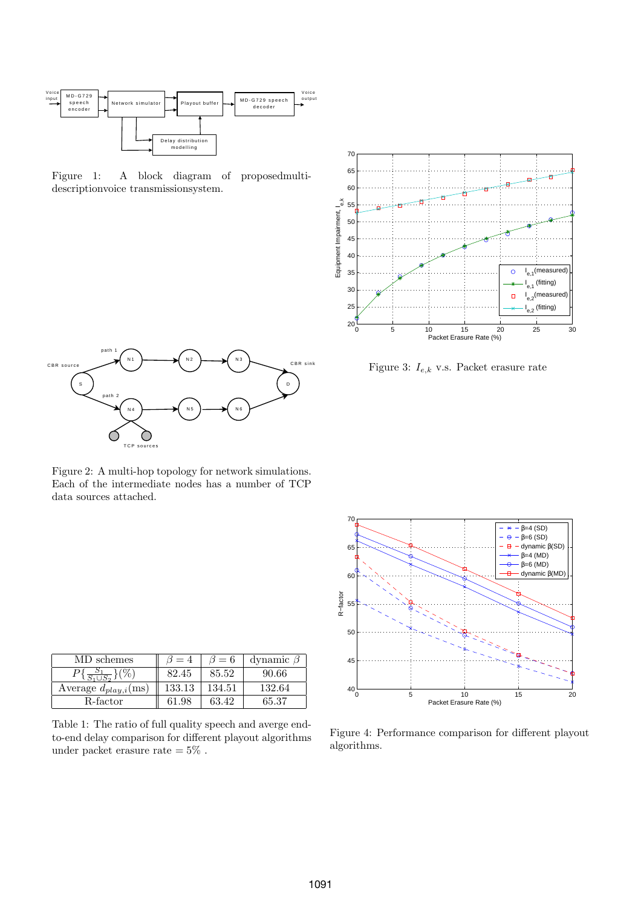Voice input

MD-G729 speech encoder

Network simulator

Playout buffer

MD-G729 speech decoder

Voice output

Delay distribution modelling

Figure 1: A block diagram of proposedmulti-descriptionvoice transmissionsystem.

CBR source

path 1

N1

N2

N3

CBR sink

S

D

path 2

N4

N5

N6

TCP sources

Figure 2: A multi-hop topology for network simulations. Each of the intermediate nodes has a number of TCP data sources attached.

| MD schemes | $\beta = 4$ | $\beta = 6$ | dynamic $\beta$ |
|---|---|---|---|
| $P\{\frac{S_1}{S_1 \cup S_2}\}(\%)$ | 82.45 | 85.52 | 90.66 |
| Average $d_{play,i}$(ms) | 133.13 | 134.51 | 132.64 |
| R-factor | 61.98 | 63.42 | 65.37 |

Table 1: The ratio of full quality speech and averge end-to-end delay comparison for different playout algorithms under packet erasure rate = 5% .

Equipment Impairment, $I_{e,k}$

Packet Erasure Rate (%)

70
65
60
55
50
45
40
35
30
25
20

0
5
10
15
20
25
30

$I_{e,1}$(measured)

$I_{e,1}$ (fitting)

$I_{e,2}$(measured)

$I_{e,2}$ (fitting)

Figure 3: $I_{e,k}$ v.s. Packet erasure rate

R-factor

Packet Erasure Rate (%)

70
65
60
55
50
45
40

0
5
10
15
20

β=4 (SD)

β=6 (SD)

dynamic β(SD)

β=4 (MD)

β=6 (MD)

dynamic β(MD)

Figure 4: Performance comparison for different playout algorithms.